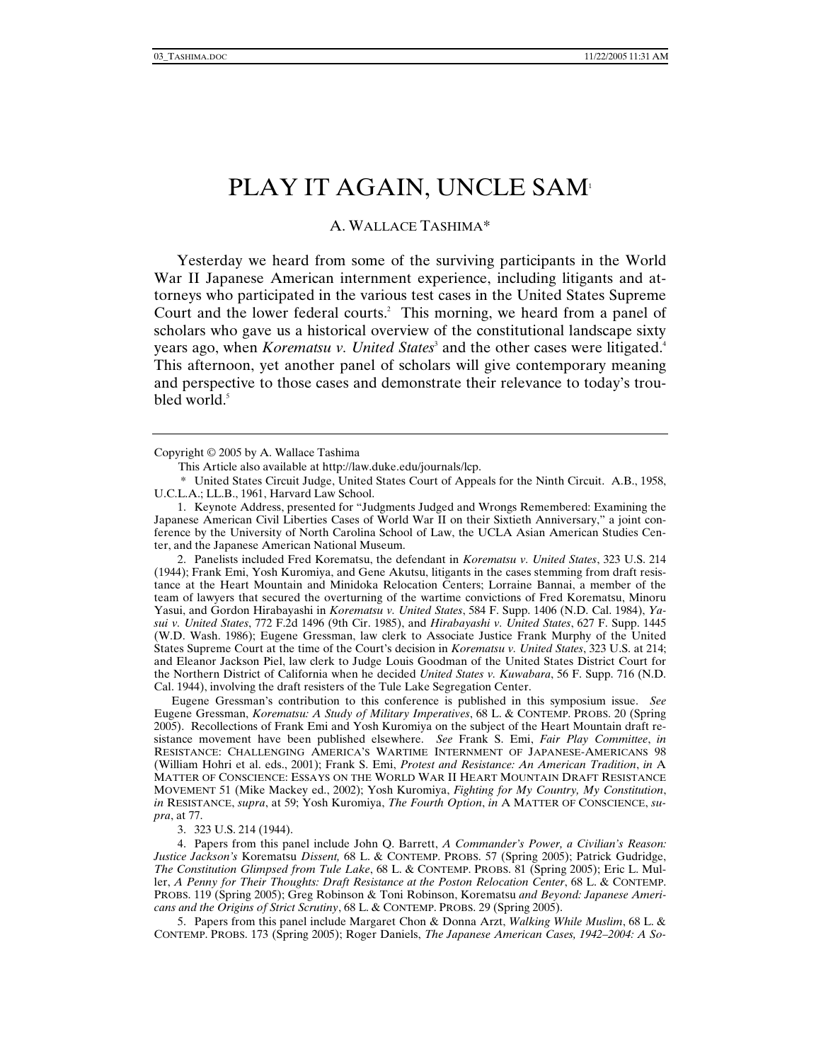# PLAY IT AGAIN, UNCLE SAM[1]

A. WALLACE TASHIMA*

Yesterday we heard from some of the surviving participants in the World War II Japanese American internment experience, including litigants and attorneys who participated in the various test cases in the United States Supreme Court and the lower federal courts.[2] This morning, we heard from a panel of scholars who gave us a historical overview of the constitutional landscape sixty years ago, when *Korematsu v. United States*[3] and the other cases were litigated.[4] This afternoon, yet another panel of scholars will give contemporary meaning and perspective to those cases and demonstrate their relevance to today's troubled world.[5]

---

Copyright © 2005 by A. Wallace Tashima

This Article also available at http://law.duke.edu/journals/lcp.

\* United States Circuit Judge, United States Court of Appeals for the Ninth Circuit. A.B., 1958, U.C.L.A.; LL.B., 1961, Harvard Law School.

1. Keynote Address, presented for "Judgments Judged and Wrongs Remembered: Examining the Japanese American Civil Liberties Cases of World War II on their Sixtieth Anniversary," a joint conference by the University of North Carolina School of Law, the UCLA Asian American Studies Center, and the Japanese American National Museum.

2. Panelists included Fred Korematsu, the defendant in *Korematsu v. United States*, 323 U.S. 214 (1944); Frank Emi, Yosh Kuromiya, and Gene Akutsu, litigants in the cases stemming from draft resistance at the Heart Mountain and Minidoka Relocation Centers; Lorraine Bannai, a member of the team of lawyers that secured the overturning of the wartime convictions of Fred Korematsu, Minoru Yasui, and Gordon Hirabayashi in *Korematsu v. United States*, 584 F. Supp. 1406 (N.D. Cal. 1984), *Yasui v. United States*, 772 F.2d 1496 (9th Cir. 1985), and *Hirabayashi v. United States*, 627 F. Supp. 1445 (W.D. Wash. 1986); Eugene Gressman, law clerk to Associate Justice Frank Murphy of the United States Supreme Court at the time of the Court's decision in *Korematsu v. United States*, 323 U.S. at 214; and Eleanor Jackson Piel, law clerk to Judge Louis Goodman of the United States District Court for the Northern District of California when he decided *United States v. Kuwabara*, 56 F. Supp. 716 (N.D. Cal. 1944), involving the draft resisters of the Tule Lake Segregation Center.

Eugene Gressman's contribution to this conference is published in this symposium issue. *See* Eugene Gressman, *Korematsu: A Study of Military Imperatives*, 68 L. & CONTEMP. PROBS. 20 (Spring 2005). Recollections of Frank Emi and Yosh Kuromiya on the subject of the Heart Mountain draft resistance movement have been published elsewhere. *See* Frank S. Emi, *Fair Play Committee*, *in* RESISTANCE: CHALLENGING AMERICA'S WARTIME INTERNMENT OF JAPANESE-AMERICANS 98 (William Hohri et al. eds., 2001); Frank S. Emi, *Protest and Resistance: An American Tradition*, *in* A MATTER OF CONSCIENCE: ESSAYS ON THE WORLD WAR II HEART MOUNTAIN DRAFT RESISTANCE MOVEMENT 51 (Mike Mackey ed., 2002); Yosh Kuromiya, *Fighting for My Country, My Constitution*, *in* RESISTANCE, *supra*, at 59; Yosh Kuromiya, *The Fourth Option*, *in* A MATTER OF CONSCIENCE, *supra*, at 77.

3. 323 U.S. 214 (1944).

4. Papers from this panel include John Q. Barrett, *A Commander's Power, a Civilian's Reason: Justice Jackson's* Korematsu *Dissent,* 68 L. & CONTEMP. PROBS. 57 (Spring 2005); Patrick Gudridge, *The Constitution Glimpsed from Tule Lake*, 68 L. & CONTEMP. PROBS. 81 (Spring 2005); Eric L. Muller, *A Penny for Their Thoughts: Draft Resistance at the Poston Relocation Center*, 68 L. & CONTEMP. PROBS. 119 (Spring 2005); Greg Robinson & Toni Robinson, Korematsu *and Beyond: Japanese Americans and the Origins of Strict Scrutiny*, 68 L. & CONTEMP. PROBS. 29 (Spring 2005).

5. Papers from this panel include Margaret Chon & Donna Arzt, *Walking While Muslim*, 68 L. & CONTEMP. PROBS. 173 (Spring 2005); Roger Daniels, *The Japanese American Cases, 1942–2004: A So-*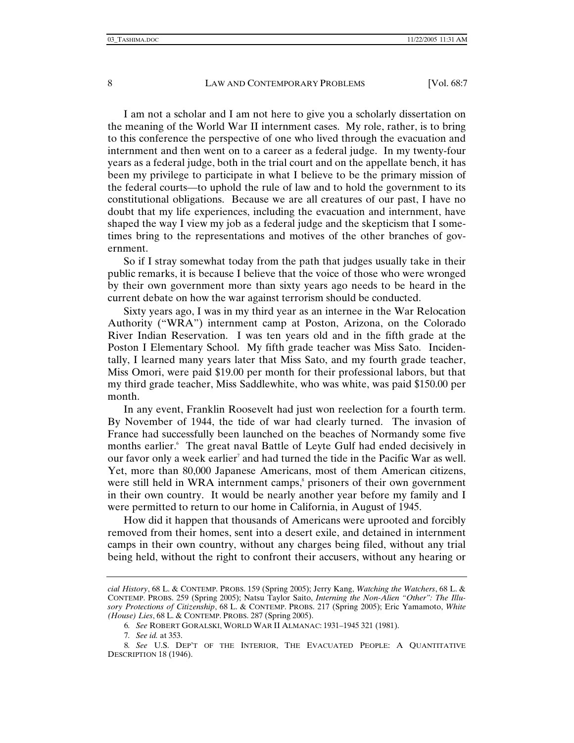I am not a scholar and I am not here to give you a scholarly dissertation on the meaning of the World War II internment cases. My role, rather, is to bring to this conference the perspective of one who lived through the evacuation and internment and then went on to a career as a federal judge. In my twenty-four years as a federal judge, both in the trial court and on the appellate bench, it has been my privilege to participate in what I believe to be the primary mission of the federal courts—to uphold the rule of law and to hold the government to its constitutional obligations. Because we are all creatures of our past, I have no doubt that my life experiences, including the evacuation and internment, have shaped the way I view my job as a federal judge and the skepticism that I sometimes bring to the representations and motives of the other branches of government.

So if I stray somewhat today from the path that judges usually take in their public remarks, it is because I believe that the voice of those who were wronged by their own government more than sixty years ago needs to be heard in the current debate on how the war against terrorism should be conducted.

Sixty years ago, I was in my third year as an internee in the War Relocation Authority ("WRA") internment camp at Poston, Arizona, on the Colorado River Indian Reservation. I was ten years old and in the fifth grade at the Poston I Elementary School. My fifth grade teacher was Miss Sato. Incidentally, I learned many years later that Miss Sato, and my fourth grade teacher, Miss Omori, were paid $19.00 per month for their professional labors, but that my third grade teacher, Miss Saddlewhite, who was white, was paid $150.00 per month.

In any event, Franklin Roosevelt had just won reelection for a fourth term. By November of 1944, the tide of war had clearly turned. The invasion of France had successfully been launched on the beaches of Normandy some five months earlier.[6] The great naval Battle of Leyte Gulf had ended decisively in our favor only a week earlier[7] and had turned the tide in the Pacific War as well. Yet, more than 80,000 Japanese Americans, most of them American citizens, were still held in WRA internment camps,[8] prisoners of their own government in their own country. It would be nearly another year before my family and I were permitted to return to our home in California, in August of 1945.

How did it happen that thousands of Americans were uprooted and forcibly removed from their homes, sent into a desert exile, and detained in internment camps in their own country, without any charges being filed, without any trial being held, without the right to confront their accusers, without any hearing or

---

*cial History*, 68 L. & CONTEMP. PROBS. 159 (Spring 2005); Jerry Kang, *Watching the Watchers*, 68 L. & CONTEMP. PROBS. 259 (Spring 2005); Natsu Taylor Saito, *Interning the Non-Alien "Other": The Illusory Protections of Citizenship*, 68 L. & CONTEMP. PROBS. 217 (Spring 2005); Eric Yamamoto, *White (House) Lies*, 68 L. & CONTEMP. PROBS. 287 (Spring 2005).

6. *See* ROBERT GORALSKI, WORLD WAR II ALMANAC: 1931–1945 321 (1981).

7. *See id.* at 353.

8. *See* U.S. DEP'T OF THE INTERIOR, THE EVACUATED PEOPLE: A QUANTITATIVE DESCRIPTION 18 (1946).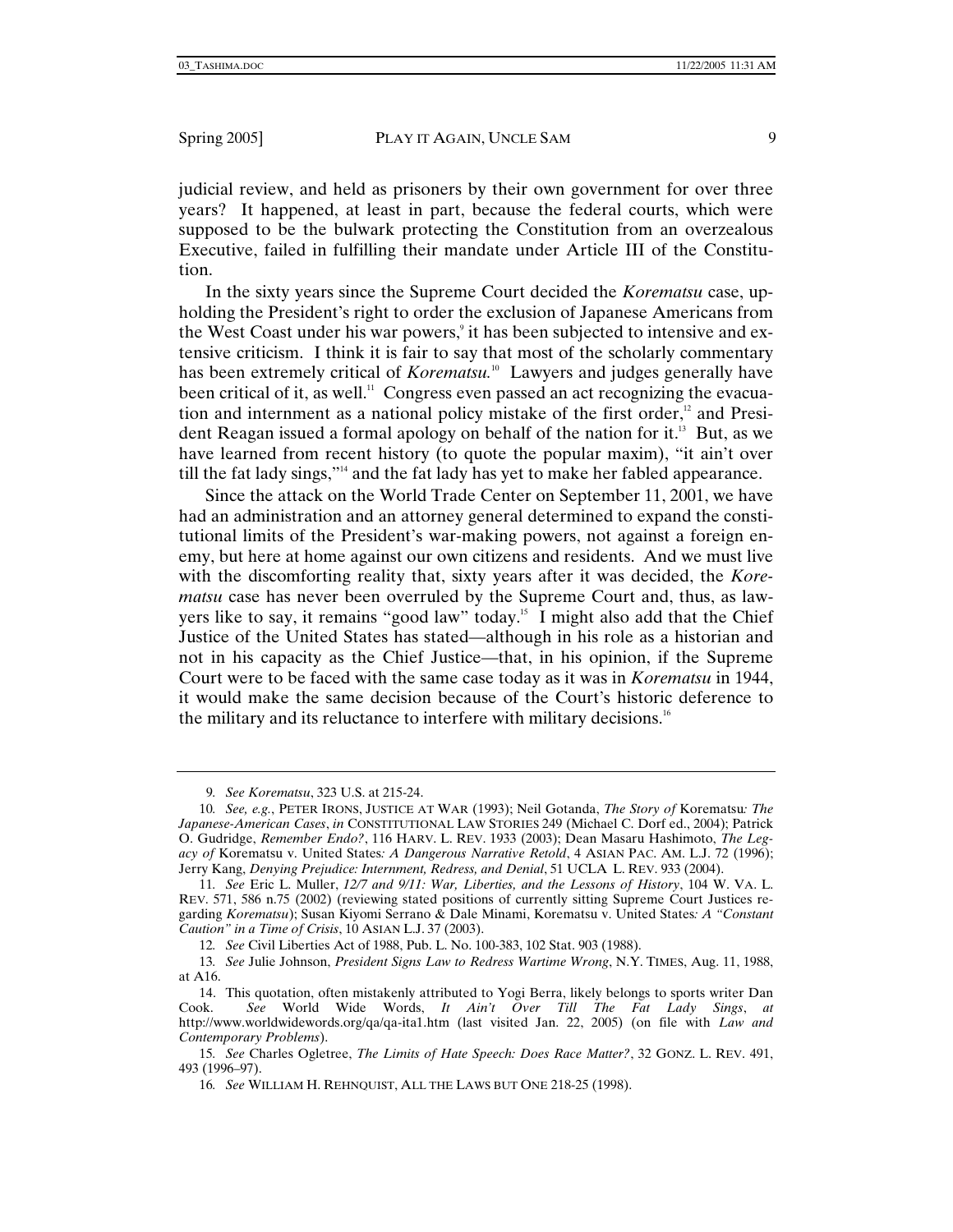judicial review, and held as prisoners by their own government for over three years? It happened, at least in part, because the federal courts, which were supposed to be the bulwark protecting the Constitution from an overzealous Executive, failed in fulfilling their mandate under Article III of the Constitution.

In the sixty years since the Supreme Court decided the *Korematsu* case, upholding the President's right to order the exclusion of Japanese Americans from the West Coast under his war powers,[9] it has been subjected to intensive and extensive criticism. I think it is fair to say that most of the scholarly commentary has been extremely critical of *Korematsu.*[10] Lawyers and judges generally have been critical of it, as well.[11] Congress even passed an act recognizing the evacuation and internment as a national policy mistake of the first order,[12] and President Reagan issued a formal apology on behalf of the nation for it.[13] But, as we have learned from recent history (to quote the popular maxim), "it ain't over till the fat lady sings,"[14] and the fat lady has yet to make her fabled appearance.

Since the attack on the World Trade Center on September 11, 2001, we have had an administration and an attorney general determined to expand the constitutional limits of the President's war-making powers, not against a foreign enemy, but here at home against our own citizens and residents. And we must live with the discomforting reality that, sixty years after it was decided, the *Korematsu* case has never been overruled by the Supreme Court and, thus, as lawyers like to say, it remains "good law" today.[15] I might also add that the Chief Justice of the United States has stated—although in his role as a historian and not in his capacity as the Chief Justice—that, in his opinion, if the Supreme Court were to be faced with the same case today as it was in *Korematsu* in 1944, it would make the same decision because of the Court's historic deference to the military and its reluctance to interfere with military decisions.[16]

---

9. *See Korematsu*, 323 U.S. at 215-24.

10. *See, e.g.*, PETER IRONS, JUSTICE AT WAR (1993); Neil Gotanda, *The Story of* Korematsu*: The Japanese-American Cases*, *in* CONSTITUTIONAL LAW STORIES 249 (Michael C. Dorf ed., 2004); Patrick O. Gudridge, *Remember Endo?*, 116 HARV. L. REV. 1933 (2003); Dean Masaru Hashimoto, *The Legacy of* Korematsu v. United States*: A Dangerous Narrative Retold*, 4 ASIAN PAC. AM. L.J. 72 (1996); Jerry Kang, *Denying Prejudice: Internment, Redress, and Denial*, 51 UCLA L. REV. 933 (2004).

11. *See* Eric L. Muller, *12/7 and 9/11: War, Liberties, and the Lessons of History*, 104 W. VA. L. REV. 571, 586 n.75 (2002) (reviewing stated positions of currently sitting Supreme Court Justices regarding *Korematsu*); Susan Kiyomi Serrano & Dale Minami, Korematsu v. United States*: A "Constant Caution" in a Time of Crisis*, 10 ASIAN L.J. 37 (2003).

12. *See* Civil Liberties Act of 1988, Pub. L. No. 100-383, 102 Stat. 903 (1988).

13. *See* Julie Johnson, *President Signs Law to Redress Wartime Wrong*, N.Y. TIMES, Aug. 11, 1988, at A16.

14. This quotation, often mistakenly attributed to Yogi Berra, likely belongs to sports writer Dan Cook. *See* World Wide Words, *It Ain't Over Till The Fat Lady Sings*, *at* http://www.worldwidewords.org/qa/qa-ita1.htm (last visited Jan. 22, 2005) (on file with *Law and Contemporary Problems*).

15. *See* Charles Ogletree, *The Limits of Hate Speech: Does Race Matter?*, 32 GONZ. L. REV. 491, 493 (1996–97).

16. *See* WILLIAM H. REHNQUIST, ALL THE LAWS BUT ONE 218-25 (1998).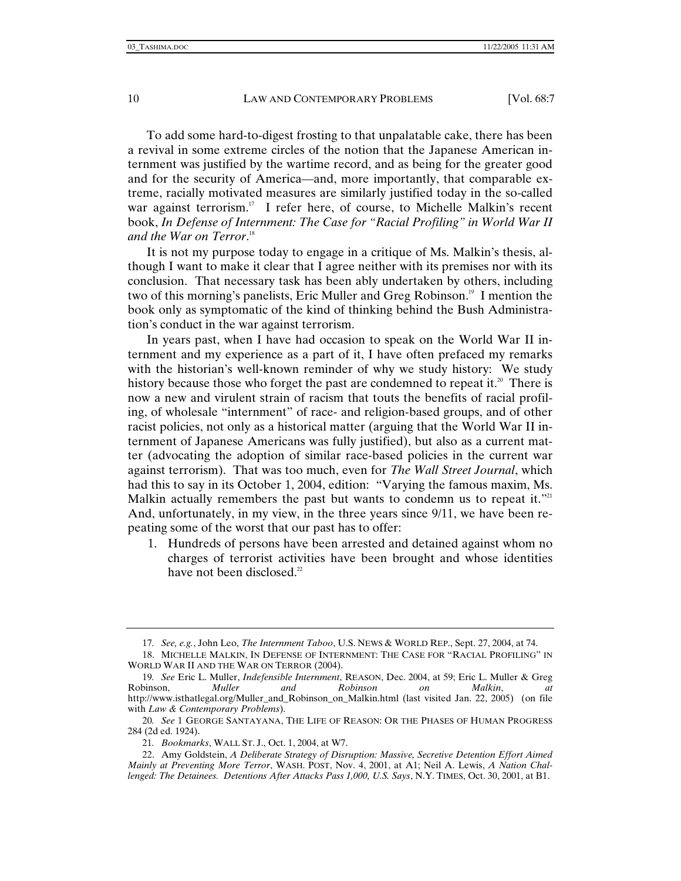To add some hard-to-digest frosting to that unpalatable cake, there has been a revival in some extreme circles of the notion that the Japanese American internment was justified by the wartime record, and as being for the greater good and for the security of America—and, more importantly, that comparable extreme, racially motivated measures are similarly justified today in the so-called war against terrorism.[17] I refer here, of course, to Michelle Malkin's recent book, *In Defense of Internment: The Case for "Racial Profiling" in World War II and the War on Terror*.[18]

It is not my purpose today to engage in a critique of Ms. Malkin's thesis, although I want to make it clear that I agree neither with its premises nor with its conclusion. That necessary task has been ably undertaken by others, including two of this morning's panelists, Eric Muller and Greg Robinson.[19] I mention the book only as symptomatic of the kind of thinking behind the Bush Administration's conduct in the war against terrorism.

In years past, when I have had occasion to speak on the World War II internment and my experience as a part of it, I have often prefaced my remarks with the historian's well-known reminder of why we study history: We study history because those who forget the past are condemned to repeat it.[20] There is now a new and virulent strain of racism that touts the benefits of racial profiling, of wholesale "internment" of race- and religion-based groups, and of other racist policies, not only as a historical matter (arguing that the World War II internment of Japanese Americans was fully justified), but also as a current matter (advocating the adoption of similar race-based policies in the current war against terrorism). That was too much, even for *The Wall Street Journal*, which had this to say in its October 1, 2004, edition: "Varying the famous maxim, Ms. Malkin actually remembers the past but wants to condemn us to repeat it."[21] And, unfortunately, in my view, in the three years since 9/11, we have been repeating some of the worst that our past has to offer:

1. Hundreds of persons have been arrested and detained against whom no charges of terrorist activities have been brought and whose identities have not been disclosed.[22]

---

17. *See, e.g.*, John Leo, *The Internment Taboo*, U.S. NEWS & WORLD REP., Sept. 27, 2004, at 74.

18. MICHELLE MALKIN, IN DEFENSE OF INTERNMENT: THE CASE FOR "RACIAL PROFILING" IN WORLD WAR II AND THE WAR ON TERROR (2004).

19. *See* Eric L. Muller, *Indefensible Internment*, REASON, Dec. 2004, at 59; Eric L. Muller & Greg Robinson, *Muller and Robinson on Malkin*, *at* http://www.isthatlegal.org/Muller_and_Robinson_on_Malkin.html (last visited Jan. 22, 2005) (on file with *Law & Contemporary Problems*).

20. *See* 1 GEORGE SANTAYANA, THE LIFE OF REASON: OR THE PHASES OF HUMAN PROGRESS 284 (2d ed. 1924).

21. *Bookmarks*, WALL ST. J., Oct. 1, 2004, at W7.

22. Amy Goldstein, *A Deliberate Strategy of Disruption: Massive, Secretive Detention Effort Aimed Mainly at Preventing More Terror*, WASH. POST, Nov. 4, 2001, at A1; Neil A. Lewis, *A Nation Challenged: The Detainees. Detentions After Attacks Pass 1,000, U.S. Says*, N.Y. TIMES, Oct. 30, 2001, at B1.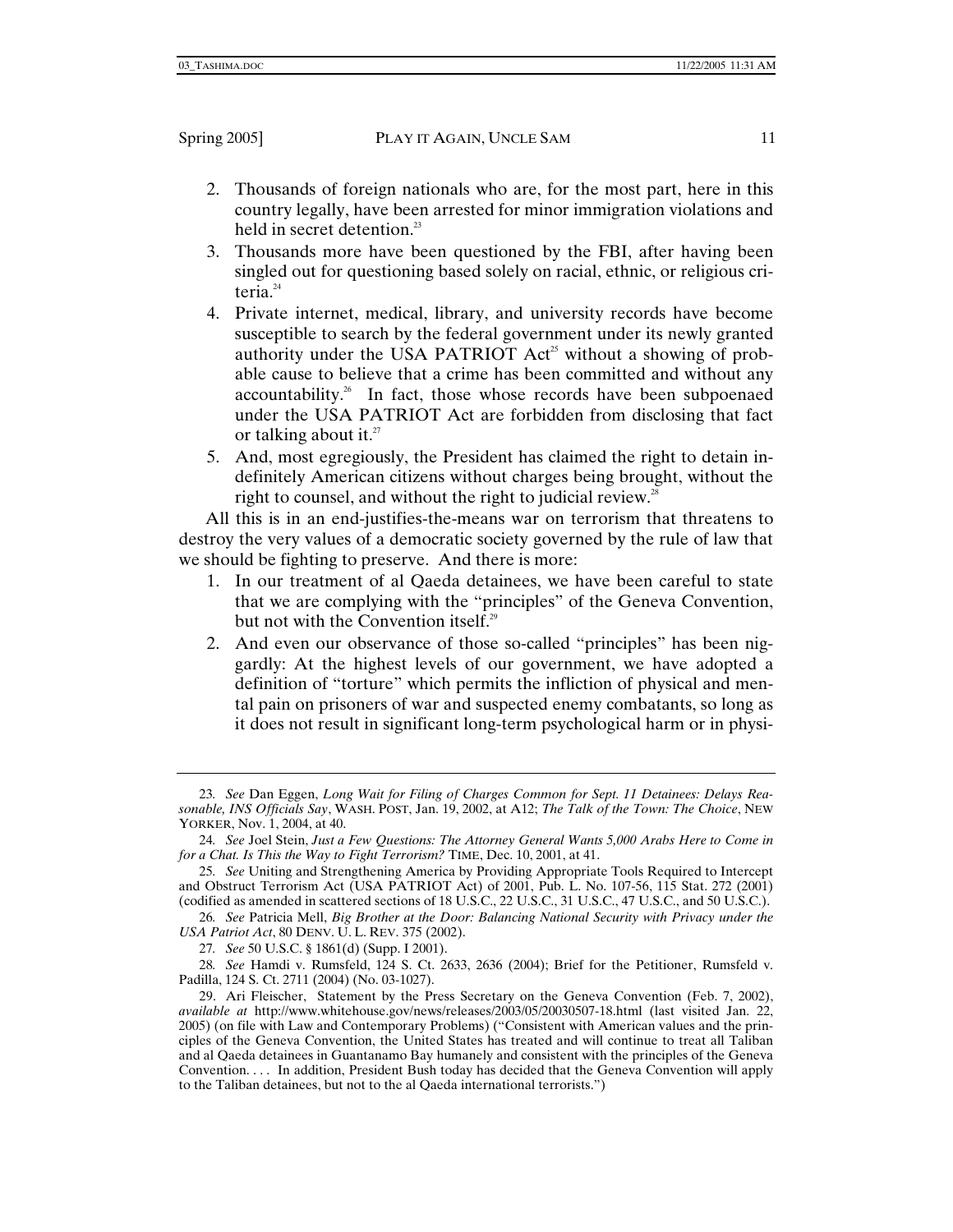2. Thousands of foreign nationals who are, for the most part, here in this country legally, have been arrested for minor immigration violations and held in secret detention.[23]
3. Thousands more have been questioned by the FBI, after having been singled out for questioning based solely on racial, ethnic, or religious criteria.[24]
4. Private internet, medical, library, and university records have become susceptible to search by the federal government under its newly granted authority under the USA PATRIOT Act[25] without a showing of probable cause to believe that a crime has been committed and without any accountability.[26] In fact, those whose records have been subpoenaed under the USA PATRIOT Act are forbidden from disclosing that fact or talking about it.[27]
5. And, most egregiously, the President has claimed the right to detain indefinitely American citizens without charges being brought, without the right to counsel, and without the right to judicial review.[28]

All this is in an end-justifies-the-means war on terrorism that threatens to destroy the very values of a democratic society governed by the rule of law that we should be fighting to preserve. And there is more:

1. In our treatment of al Qaeda detainees, we have been careful to state that we are complying with the "principles" of the Geneva Convention, but not with the Convention itself.[29]
2. And even our observance of those so-called "principles" has been niggardly: At the highest levels of our government, we have adopted a definition of "torture" which permits the infliction of physical and mental pain on prisoners of war and suspected enemy combatants, so long as it does not result in significant long-term psychological harm or in physi-

---

23. *See* Dan Eggen, *Long Wait for Filing of Charges Common for Sept. 11 Detainees: Delays Reasonable, INS Officials Say*, WASH. POST, Jan. 19, 2002, at A12; *The Talk of the Town: The Choice*, NEW YORKER, Nov. 1, 2004, at 40.

24. *See* Joel Stein, *Just a Few Questions: The Attorney General Wants 5,000 Arabs Here to Come in for a Chat. Is This the Way to Fight Terrorism?* TIME, Dec. 10, 2001, at 41.

25. *See* Uniting and Strengthening America by Providing Appropriate Tools Required to Intercept and Obstruct Terrorism Act (USA PATRIOT Act) of 2001, Pub. L. No. 107-56, 115 Stat. 272 (2001) (codified as amended in scattered sections of 18 U.S.C., 22 U.S.C., 31 U.S.C., 47 U.S.C., and 50 U.S.C.).

26. *See* Patricia Mell, *Big Brother at the Door: Balancing National Security with Privacy under the USA Patriot Act*, 80 DENV. U. L. REV. 375 (2002).

27. *See* 50 U.S.C. § 1861(d) (Supp. I 2001).

28. *See* Hamdi v. Rumsfeld, 124 S. Ct. 2633, 2636 (2004); Brief for the Petitioner, Rumsfeld v. Padilla, 124 S. Ct. 2711 (2004) (No. 03-1027).

29. Ari Fleischer, Statement by the Press Secretary on the Geneva Convention (Feb. 7, 2002), *available at* http://www.whitehouse.gov/news/releases/2003/05/20030507-18.html (last visited Jan. 22, 2005) (on file with Law and Contemporary Problems) ("Consistent with American values and the principles of the Geneva Convention, the United States has treated and will continue to treat all Taliban and al Qaeda detainees in Guantanamo Bay humanely and consistent with the principles of the Geneva Convention. . . . In addition, President Bush today has decided that the Geneva Convention will apply to the Taliban detainees, but not to the al Qaeda international terrorists.")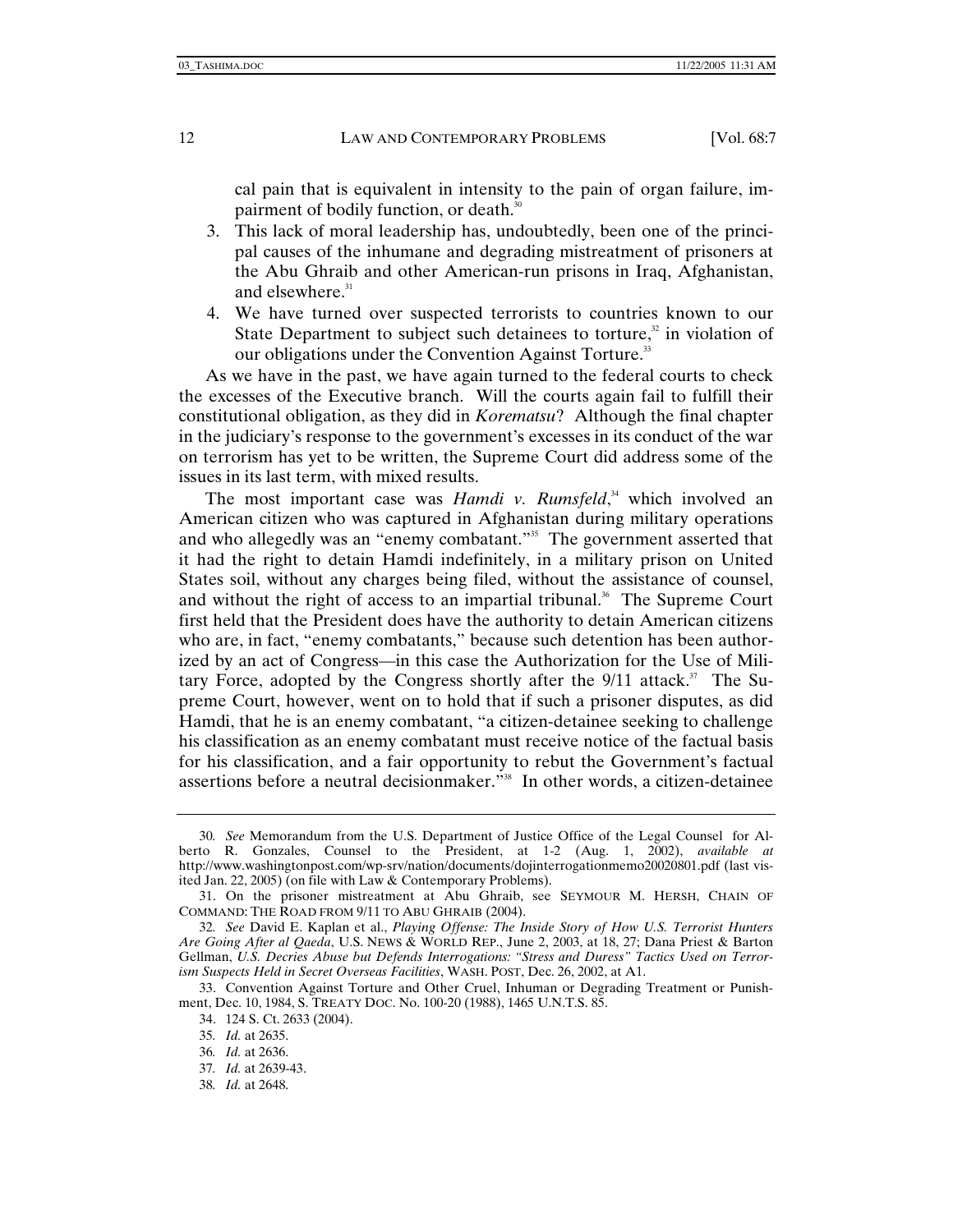cal pain that is equivalent in intensity to the pain of organ failure, impairment of bodily function, or death.[30]

3. This lack of moral leadership has, undoubtedly, been one of the principal causes of the inhumane and degrading mistreatment of prisoners at the Abu Ghraib and other American-run prisons in Iraq, Afghanistan, and elsewhere.[31]
4. We have turned over suspected terrorists to countries known to our State Department to subject such detainees to torture,[32] in violation of our obligations under the Convention Against Torture.[33]

As we have in the past, we have again turned to the federal courts to check the excesses of the Executive branch. Will the courts again fail to fulfill their constitutional obligation, as they did in *Korematsu*? Although the final chapter in the judiciary's response to the government's excesses in its conduct of the war on terrorism has yet to be written, the Supreme Court did address some of the issues in its last term, with mixed results.

The most important case was *Hamdi v. Rumsfeld*,[34] which involved an American citizen who was captured in Afghanistan during military operations and who allegedly was an "enemy combatant."[35] The government asserted that it had the right to detain Hamdi indefinitely, in a military prison on United States soil, without any charges being filed, without the assistance of counsel, and without the right of access to an impartial tribunal.[36] The Supreme Court first held that the President does have the authority to detain American citizens who are, in fact, "enemy combatants," because such detention has been authorized by an act of Congress—in this case the Authorization for the Use of Military Force, adopted by the Congress shortly after the 9/11 attack.[37] The Supreme Court, however, went on to hold that if such a prisoner disputes, as did Hamdi, that he is an enemy combatant, "a citizen-detainee seeking to challenge his classification as an enemy combatant must receive notice of the factual basis for his classification, and a fair opportunity to rebut the Government's factual assertions before a neutral decisionmaker."[38] In other words, a citizen-detainee

---

30. *See* Memorandum from the U.S. Department of Justice Office of the Legal Counsel for Alberto R. Gonzales, Counsel to the President, at 1-2 (Aug. 1, 2002), *available at* http://www.washingtonpost.com/wp-srv/nation/documents/dojinterrogationmemo20020801.pdf (last visited Jan. 22, 2005) (on file with Law & Contemporary Problems).

31. On the prisoner mistreatment at Abu Ghraib, see SEYMOUR M. HERSH, CHAIN OF COMMAND: THE ROAD FROM 9/11 TO ABU GHRAIB (2004).

32. *See* David E. Kaplan et al., *Playing Offense: The Inside Story of How U.S. Terrorist Hunters Are Going After al Qaeda*, U.S. NEWS & WORLD REP., June 2, 2003, at 18, 27; Dana Priest & Barton Gellman, *U.S. Decries Abuse but Defends Interrogations: "Stress and Duress" Tactics Used on Terrorism Suspects Held in Secret Overseas Facilities*, WASH. POST, Dec. 26, 2002, at A1.

33. Convention Against Torture and Other Cruel, Inhuman or Degrading Treatment or Punishment, Dec. 10, 1984, S. TREATY DOC. No. 100-20 (1988), 1465 U.N.T.S. 85.

34. 124 S. Ct. 2633 (2004).

35. *Id.* at 2635.

36. *Id.* at 2636.

37. *Id.* at 2639-43.

38. *Id.* at 2648.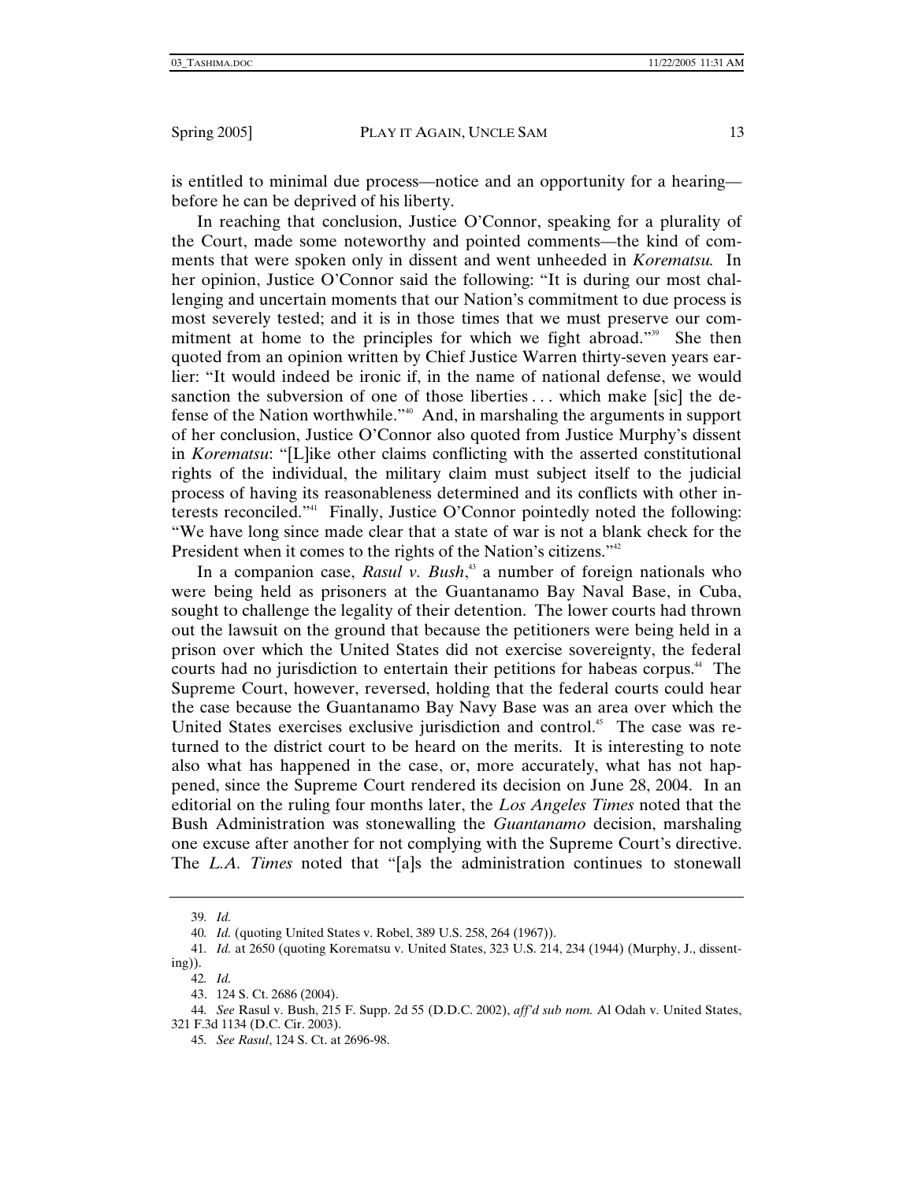is entitled to minimal due process—notice and an opportunity for a hearing—before he can be deprived of his liberty.

In reaching that conclusion, Justice O'Connor, speaking for a plurality of the Court, made some noteworthy and pointed comments—the kind of comments that were spoken only in dissent and went unheeded in *Korematsu.* In her opinion, Justice O'Connor said the following: "It is during our most challenging and uncertain moments that our Nation's commitment to due process is most severely tested; and it is in those times that we must preserve our commitment at home to the principles for which we fight abroad."[39] She then quoted from an opinion written by Chief Justice Warren thirty-seven years earlier: "It would indeed be ironic if, in the name of national defense, we would sanction the subversion of one of those liberties . . . which make [sic] the defense of the Nation worthwhile."[40] And, in marshaling the arguments in support of her conclusion, Justice O'Connor also quoted from Justice Murphy's dissent in *Korematsu*: "[L]ike other claims conflicting with the asserted constitutional rights of the individual, the military claim must subject itself to the judicial process of having its reasonableness determined and its conflicts with other interests reconciled."[41] Finally, Justice O'Connor pointedly noted the following: "We have long since made clear that a state of war is not a blank check for the President when it comes to the rights of the Nation's citizens."[42]

In a companion case, *Rasul v. Bush*,[43] a number of foreign nationals who were being held as prisoners at the Guantanamo Bay Naval Base, in Cuba, sought to challenge the legality of their detention. The lower courts had thrown out the lawsuit on the ground that because the petitioners were being held in a prison over which the United States did not exercise sovereignty, the federal courts had no jurisdiction to entertain their petitions for habeas corpus.[44] The Supreme Court, however, reversed, holding that the federal courts could hear the case because the Guantanamo Bay Navy Base was an area over which the United States exercises exclusive jurisdiction and control.[45] The case was returned to the district court to be heard on the merits. It is interesting to note also what has happened in the case, or, more accurately, what has not happened, since the Supreme Court rendered its decision on June 28, 2004. In an editorial on the ruling four months later, the *Los Angeles Times* noted that the Bush Administration was stonewalling the *Guantanamo* decision, marshaling one excuse after another for not complying with the Supreme Court's directive. The *L.A. Times* noted that "[a]s the administration continues to stonewall

---

39. *Id.*

40. *Id.* (quoting United States v. Robel, 389 U.S. 258, 264 (1967)).

41. *Id.* at 2650 (quoting Korematsu v. United States, 323 U.S. 214, 234 (1944) (Murphy, J., dissenting)).

42. *Id.*

43. 124 S. Ct. 2686 (2004).

44. *See* Rasul v. Bush, 215 F. Supp. 2d 55 (D.D.C. 2002), *aff'd sub nom.* Al Odah v. United States, 321 F.3d 1134 (D.C. Cir. 2003).

45. *See Rasul*, 124 S. Ct. at 2696-98.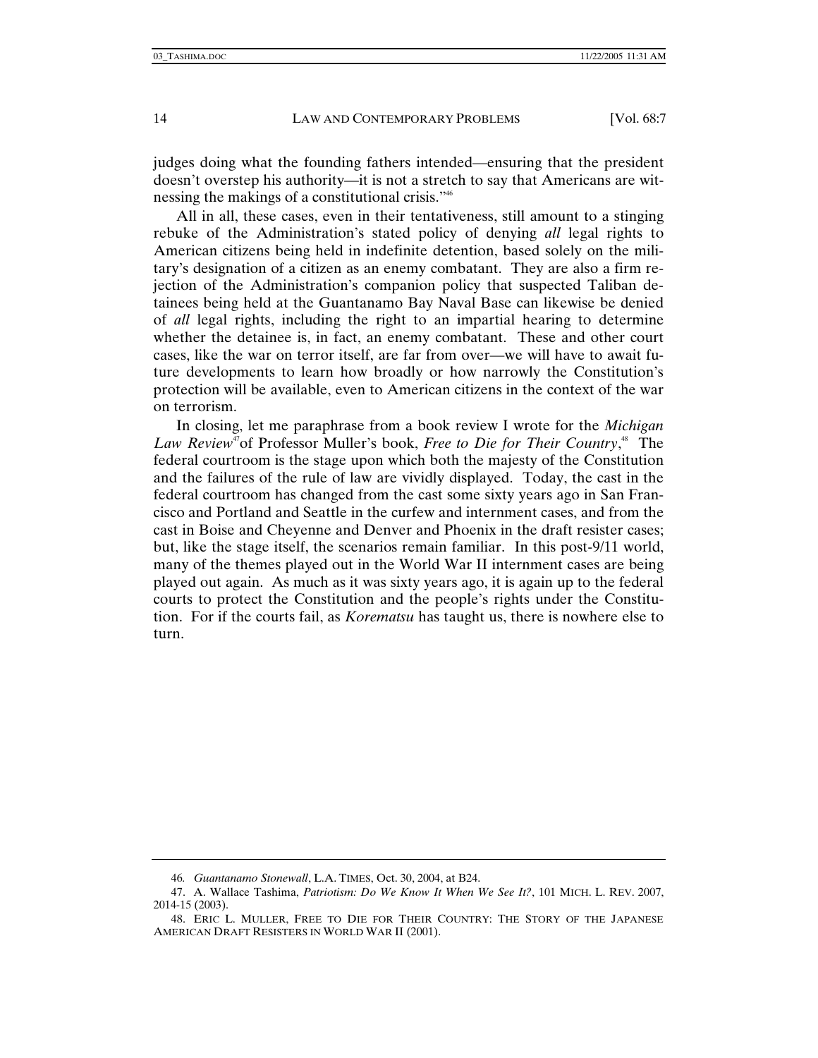judges doing what the founding fathers intended—ensuring that the president doesn't overstep his authority—it is not a stretch to say that Americans are witnessing the makings of a constitutional crisis."[46]

All in all, these cases, even in their tentativeness, still amount to a stinging rebuke of the Administration's stated policy of denying *all* legal rights to American citizens being held in indefinite detention, based solely on the military's designation of a citizen as an enemy combatant. They are also a firm rejection of the Administration's companion policy that suspected Taliban detainees being held at the Guantanamo Bay Naval Base can likewise be denied of *all* legal rights, including the right to an impartial hearing to determine whether the detainee is, in fact, an enemy combatant. These and other court cases, like the war on terror itself, are far from over—we will have to await future developments to learn how broadly or how narrowly the Constitution's protection will be available, even to American citizens in the context of the war on terrorism.

In closing, let me paraphrase from a book review I wrote for the *Michigan Law Review*[47] of Professor Muller's book, *Free to Die for Their Country*,[48] The federal courtroom is the stage upon which both the majesty of the Constitution and the failures of the rule of law are vividly displayed. Today, the cast in the federal courtroom has changed from the cast some sixty years ago in San Francisco and Portland and Seattle in the curfew and internment cases, and from the cast in Boise and Cheyenne and Denver and Phoenix in the draft resister cases; but, like the stage itself, the scenarios remain familiar. In this post-9/11 world, many of the themes played out in the World War II internment cases are being played out again. As much as it was sixty years ago, it is again up to the federal courts to protect the Constitution and the people's rights under the Constitution. For if the courts fail, as *Korematsu* has taught us, there is nowhere else to turn.

---

46. *Guantanamo Stonewall*, L.A. TIMES, Oct. 30, 2004, at B24.

47. A. Wallace Tashima, *Patriotism: Do We Know It When We See It?*, 101 MICH. L. REV. 2007, 2014-15 (2003).

48. ERIC L. MULLER, FREE TO DIE FOR THEIR COUNTRY: THE STORY OF THE JAPANESE AMERICAN DRAFT RESISTERS IN WORLD WAR II (2001).